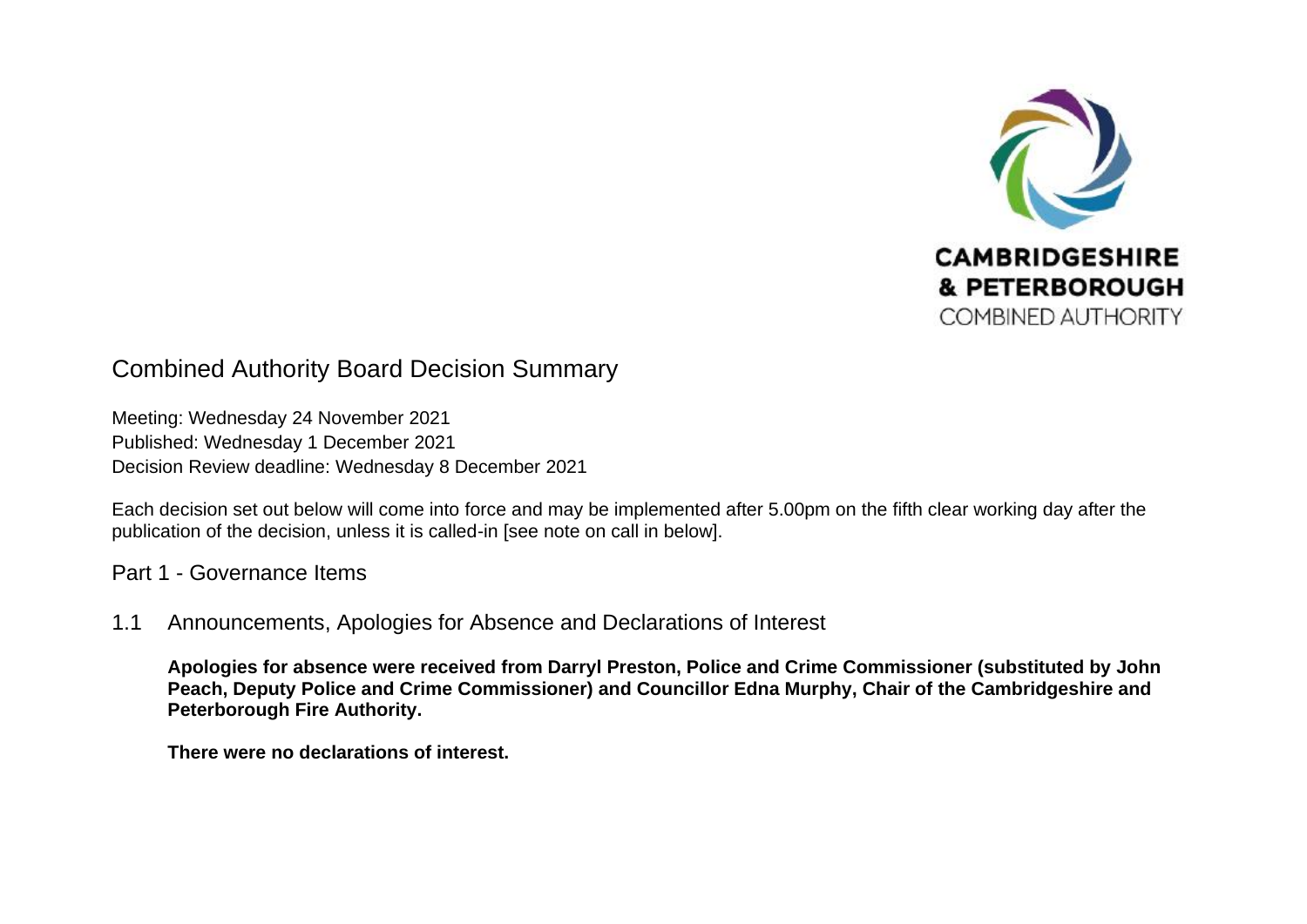CAMBRIDGESHIRE
& PETERBOROUGH
COMBINED AUTHORITY

# Combined Authority Board Decision Summary

Meeting: Wednesday 24 November 2021
Published: Wednesday 1 December 2021
Decision Review deadline: Wednesday 8 December 2021

Each decision set out below will come into force and may be implemented after 5.00pm on the fifth clear working day after the publication of the decision, unless it is called-in [see note on call in below].

## Part 1 - Governance Items

### 1.1 Announcements, Apologies for Absence and Declarations of Interest

**Apologies for absence were received from Darryl Preston, Police and Crime Commissioner (substituted by John Peach, Deputy Police and Crime Commissioner) and Councillor Edna Murphy, Chair of the Cambridgeshire and Peterborough Fire Authority.**

**There were no declarations of interest.**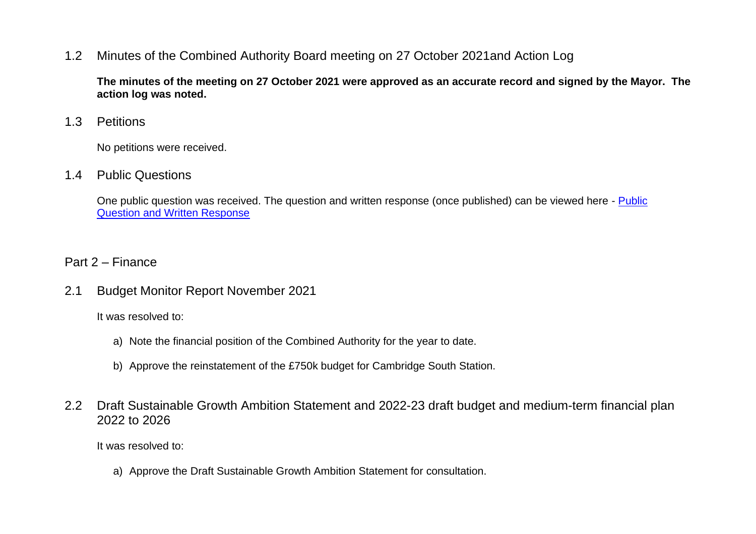## 1.2 Minutes of the Combined Authority Board meeting on 27 October 2021and Action Log

**The minutes of the meeting on 27 October 2021 were approved as an accurate record and signed by the Mayor. The action log was noted.**

## 1.3 Petitions

No petitions were received.

## 1.4 Public Questions

One public question was received. The question and written response (once published) can be viewed here - [Public Question and Written Response]

# Part 2 – Finance

## 2.1 Budget Monitor Report November 2021

It was resolved to:

a) Note the financial position of the Combined Authority for the year to date.

b) Approve the reinstatement of the £750k budget for Cambridge South Station.

## 2.2 Draft Sustainable Growth Ambition Statement and 2022-23 draft budget and medium-term financial plan 2022 to 2026

It was resolved to:

a) Approve the Draft Sustainable Growth Ambition Statement for consultation.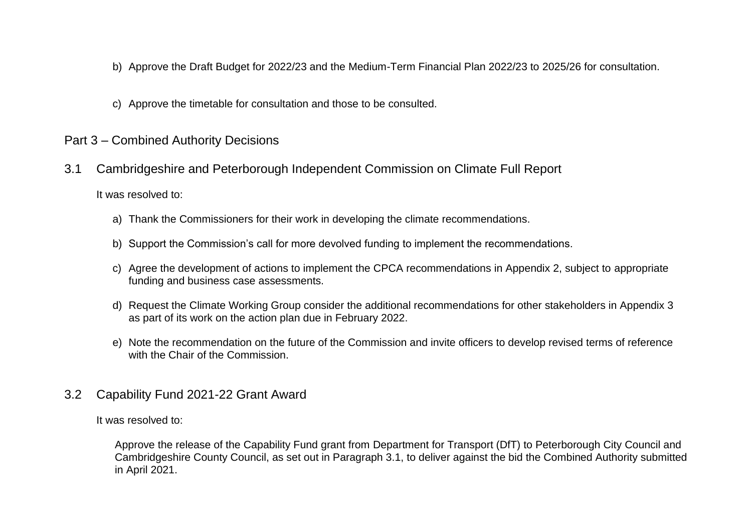b) Approve the Draft Budget for 2022/23 and the Medium-Term Financial Plan 2022/23 to 2025/26 for consultation.

c) Approve the timetable for consultation and those to be consulted.

## Part 3 – Combined Authority Decisions

### 3.1 Cambridgeshire and Peterborough Independent Commission on Climate Full Report

It was resolved to:

a) Thank the Commissioners for their work in developing the climate recommendations.

b) Support the Commission's call for more devolved funding to implement the recommendations.

c) Agree the development of actions to implement the CPCA recommendations in Appendix 2, subject to appropriate funding and business case assessments.

d) Request the Climate Working Group consider the additional recommendations for other stakeholders in Appendix 3 as part of its work on the action plan due in February 2022.

e) Note the recommendation on the future of the Commission and invite officers to develop revised terms of reference with the Chair of the Commission.

### 3.2 Capability Fund 2021-22 Grant Award

It was resolved to:

Approve the release of the Capability Fund grant from Department for Transport (DfT) to Peterborough City Council and Cambridgeshire County Council, as set out in Paragraph 3.1, to deliver against the bid the Combined Authority submitted in April 2021.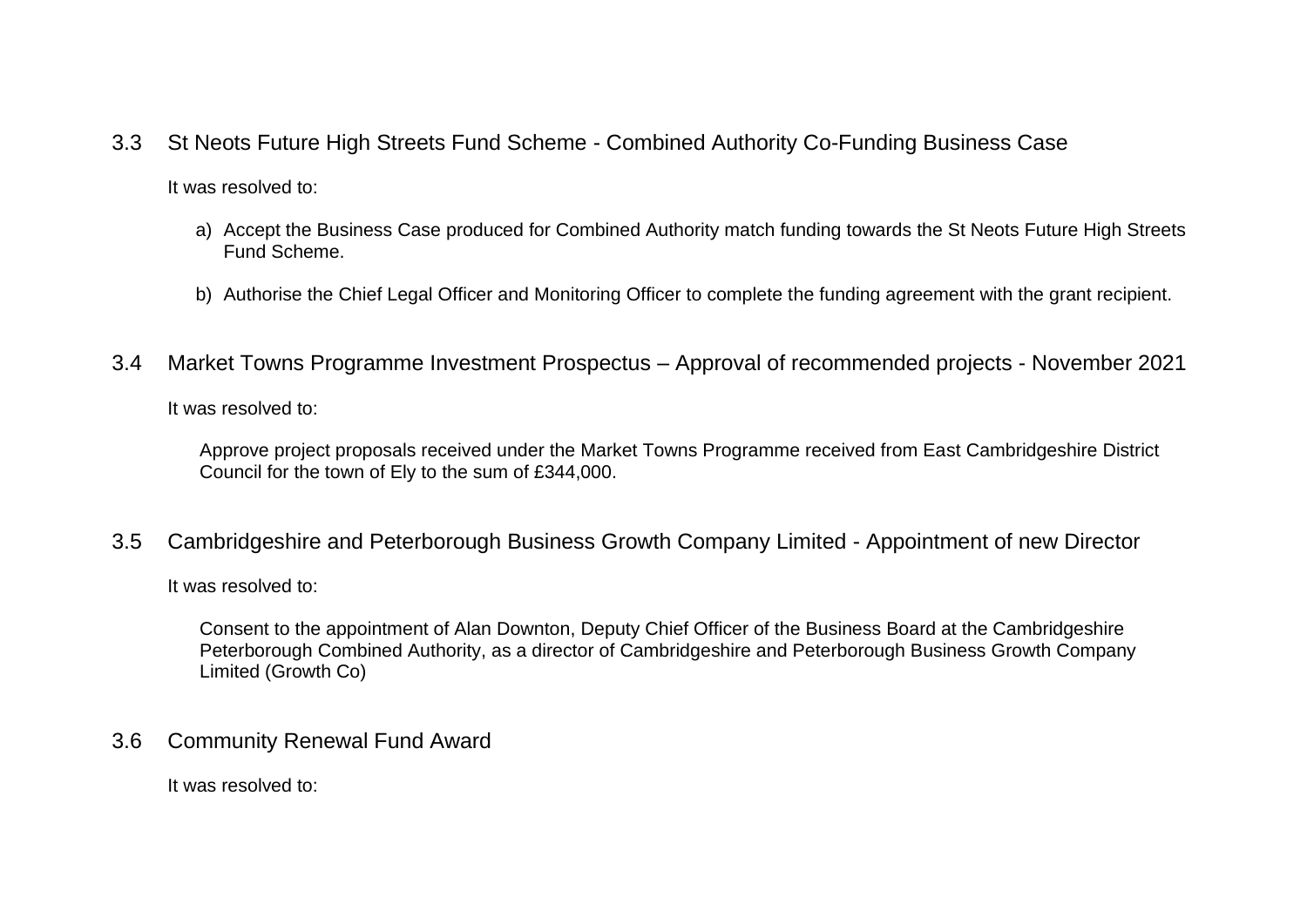### 3.3 St Neots Future High Streets Fund Scheme - Combined Authority Co-Funding Business Case

It was resolved to:

a) Accept the Business Case produced for Combined Authority match funding towards the St Neots Future High Streets Fund Scheme.

b) Authorise the Chief Legal Officer and Monitoring Officer to complete the funding agreement with the grant recipient.

### 3.4 Market Towns Programme Investment Prospectus – Approval of recommended projects - November 2021

It was resolved to:

Approve project proposals received under the Market Towns Programme received from East Cambridgeshire District Council for the town of Ely to the sum of £344,000.

### 3.5 Cambridgeshire and Peterborough Business Growth Company Limited - Appointment of new Director

It was resolved to:

Consent to the appointment of Alan Downton, Deputy Chief Officer of the Business Board at the Cambridgeshire Peterborough Combined Authority, as a director of Cambridgeshire and Peterborough Business Growth Company Limited (Growth Co)

### 3.6 Community Renewal Fund Award

It was resolved to: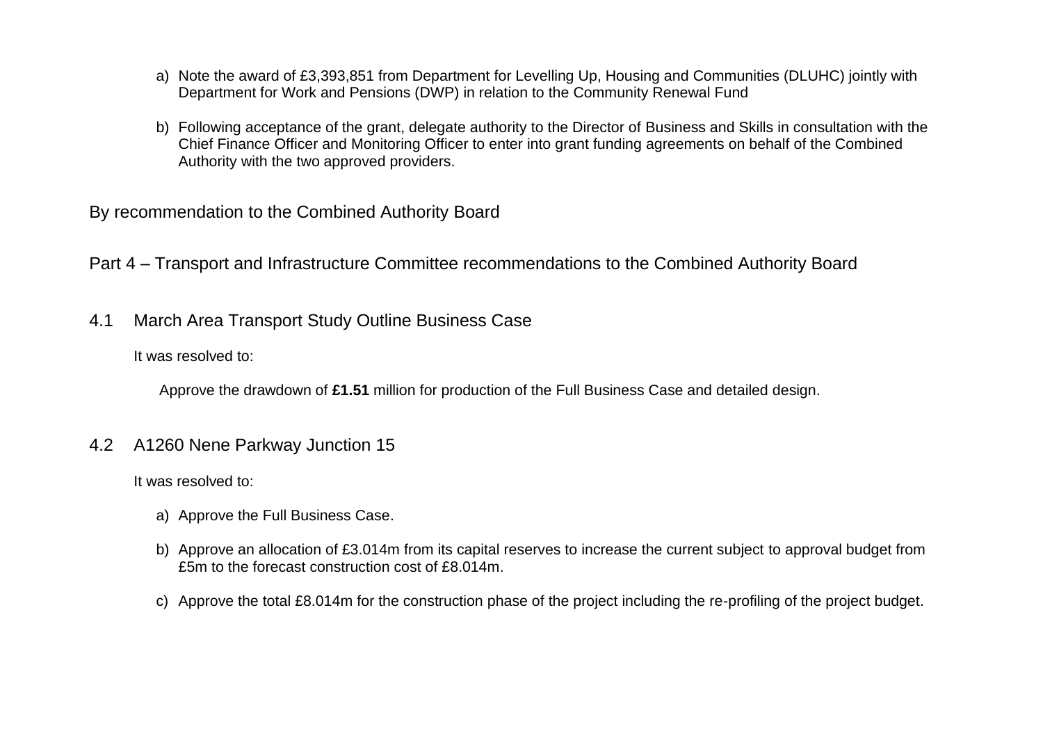a) Note the award of £3,393,851 from Department for Levelling Up, Housing and Communities (DLUHC) jointly with Department for Work and Pensions (DWP) in relation to the Community Renewal Fund

b) Following acceptance of the grant, delegate authority to the Director of Business and Skills in consultation with the Chief Finance Officer and Monitoring Officer to enter into grant funding agreements on behalf of the Combined Authority with the two approved providers.

By recommendation to the Combined Authority Board

## Part 4 – Transport and Infrastructure Committee recommendations to the Combined Authority Board

### 4.1 March Area Transport Study Outline Business Case

It was resolved to:

Approve the drawdown of **£1.51** million for production of the Full Business Case and detailed design.

### 4.2 A1260 Nene Parkway Junction 15

It was resolved to:

a) Approve the Full Business Case.

b) Approve an allocation of £3.014m from its capital reserves to increase the current subject to approval budget from £5m to the forecast construction cost of £8.014m.

c) Approve the total £8.014m for the construction phase of the project including the re-profiling of the project budget.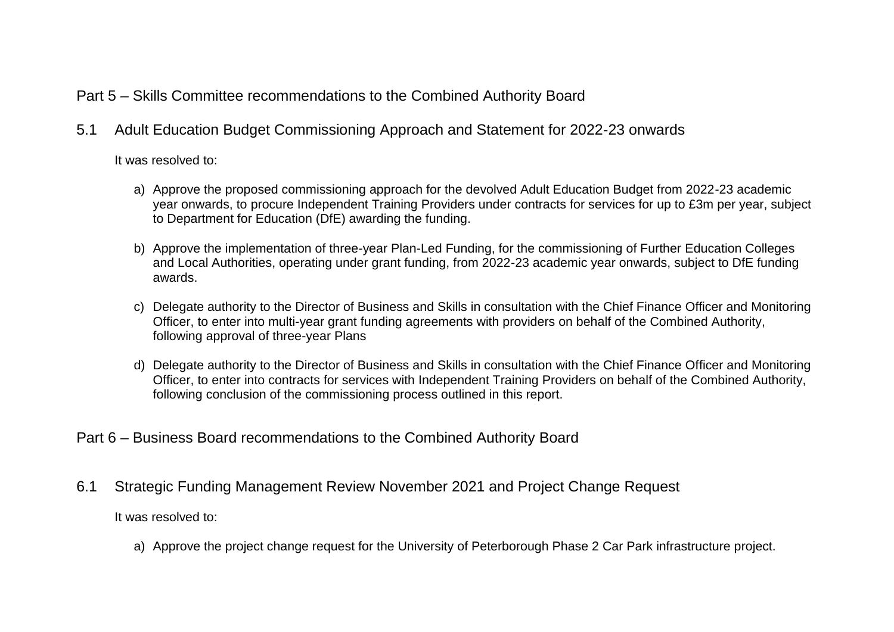## Part 5 – Skills Committee recommendations to the Combined Authority Board

### 5.1 Adult Education Budget Commissioning Approach and Statement for 2022-23 onwards

It was resolved to:

a) Approve the proposed commissioning approach for the devolved Adult Education Budget from 2022-23 academic year onwards, to procure Independent Training Providers under contracts for services for up to £3m per year, subject to Department for Education (DfE) awarding the funding.

b) Approve the implementation of three-year Plan-Led Funding, for the commissioning of Further Education Colleges and Local Authorities, operating under grant funding, from 2022-23 academic year onwards, subject to DfE funding awards.

c) Delegate authority to the Director of Business and Skills in consultation with the Chief Finance Officer and Monitoring Officer, to enter into multi-year grant funding agreements with providers on behalf of the Combined Authority, following approval of three-year Plans

d) Delegate authority to the Director of Business and Skills in consultation with the Chief Finance Officer and Monitoring Officer, to enter into contracts for services with Independent Training Providers on behalf of the Combined Authority, following conclusion of the commissioning process outlined in this report.

## Part 6 – Business Board recommendations to the Combined Authority Board

### 6.1 Strategic Funding Management Review November 2021 and Project Change Request

It was resolved to:

a) Approve the project change request for the University of Peterborough Phase 2 Car Park infrastructure project.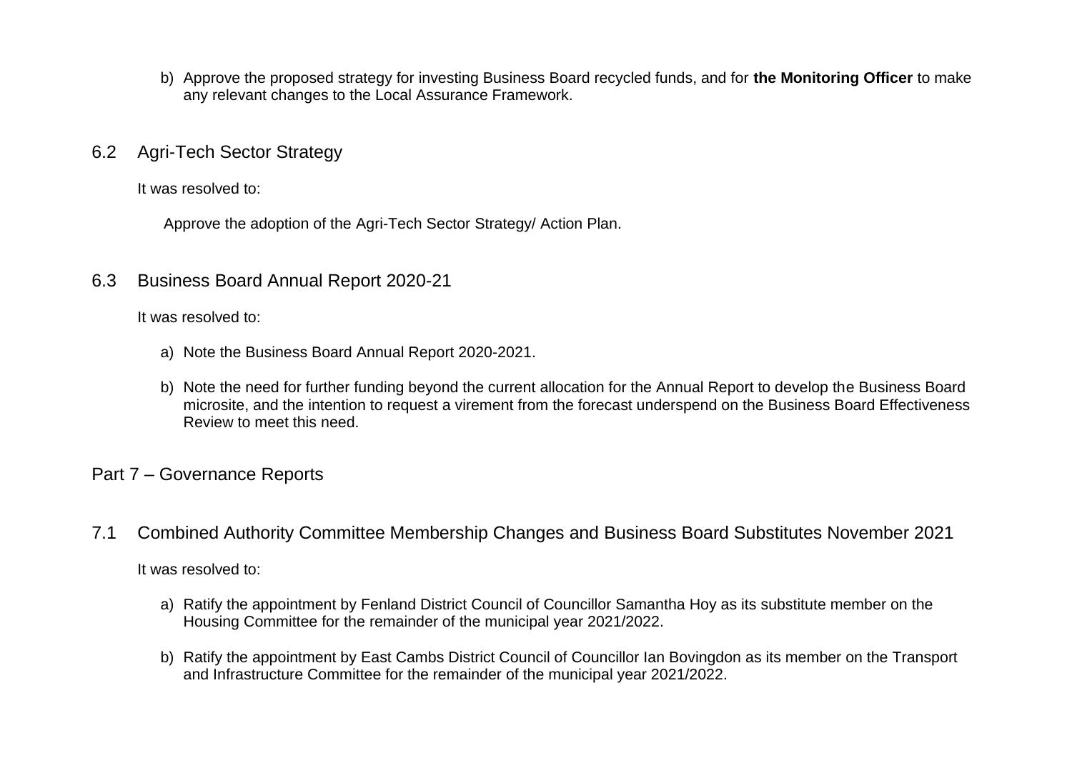b) Approve the proposed strategy for investing Business Board recycled funds, and for **the Monitoring Officer** to make any relevant changes to the Local Assurance Framework.

## 6.2 Agri-Tech Sector Strategy

It was resolved to:

Approve the adoption of the Agri-Tech Sector Strategy/ Action Plan.

## 6.3 Business Board Annual Report 2020-21

It was resolved to:

a) Note the Business Board Annual Report 2020-2021.

b) Note the need for further funding beyond the current allocation for the Annual Report to develop the Business Board microsite, and the intention to request a virement from the forecast underspend on the Business Board Effectiveness Review to meet this need.

# Part 7 – Governance Reports

## 7.1 Combined Authority Committee Membership Changes and Business Board Substitutes November 2021

It was resolved to:

a) Ratify the appointment by Fenland District Council of Councillor Samantha Hoy as its substitute member on the Housing Committee for the remainder of the municipal year 2021/2022.

b) Ratify the appointment by East Cambs District Council of Councillor Ian Bovingdon as its member on the Transport and Infrastructure Committee for the remainder of the municipal year 2021/2022.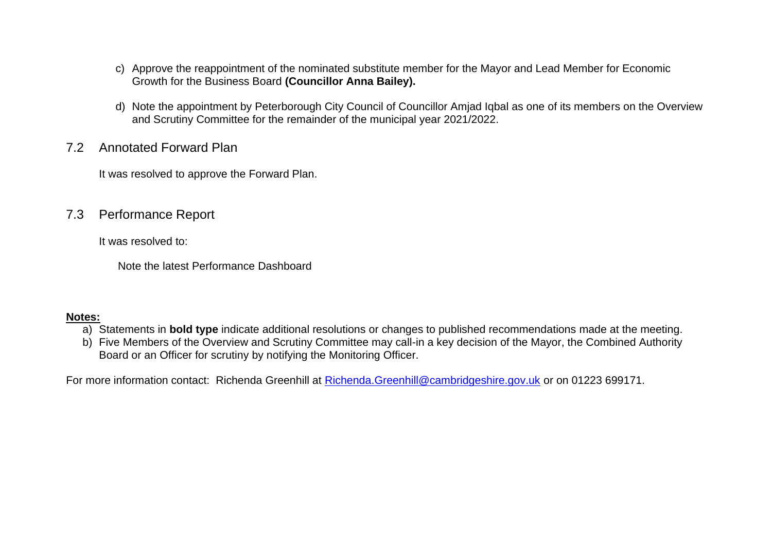c) Approve the reappointment of the nominated substitute member for the Mayor and Lead Member for Economic Growth for the Business Board **(Councillor Anna Bailey).**

d) Note the appointment by Peterborough City Council of Councillor Amjad Iqbal as one of its members on the Overview and Scrutiny Committee for the remainder of the municipal year 2021/2022.

## 7.2 Annotated Forward Plan

It was resolved to approve the Forward Plan.

## 7.3 Performance Report

It was resolved to:

Note the latest Performance Dashboard

**Notes:**

a) Statements in **bold type** indicate additional resolutions or changes to published recommendations made at the meeting.
b) Five Members of the Overview and Scrutiny Committee may call-in a key decision of the Mayor, the Combined Authority Board or an Officer for scrutiny by notifying the Monitoring Officer.

For more information contact: Richenda Greenhill at Richenda.Greenhill@cambridgeshire.gov.uk or on 01223 699171.